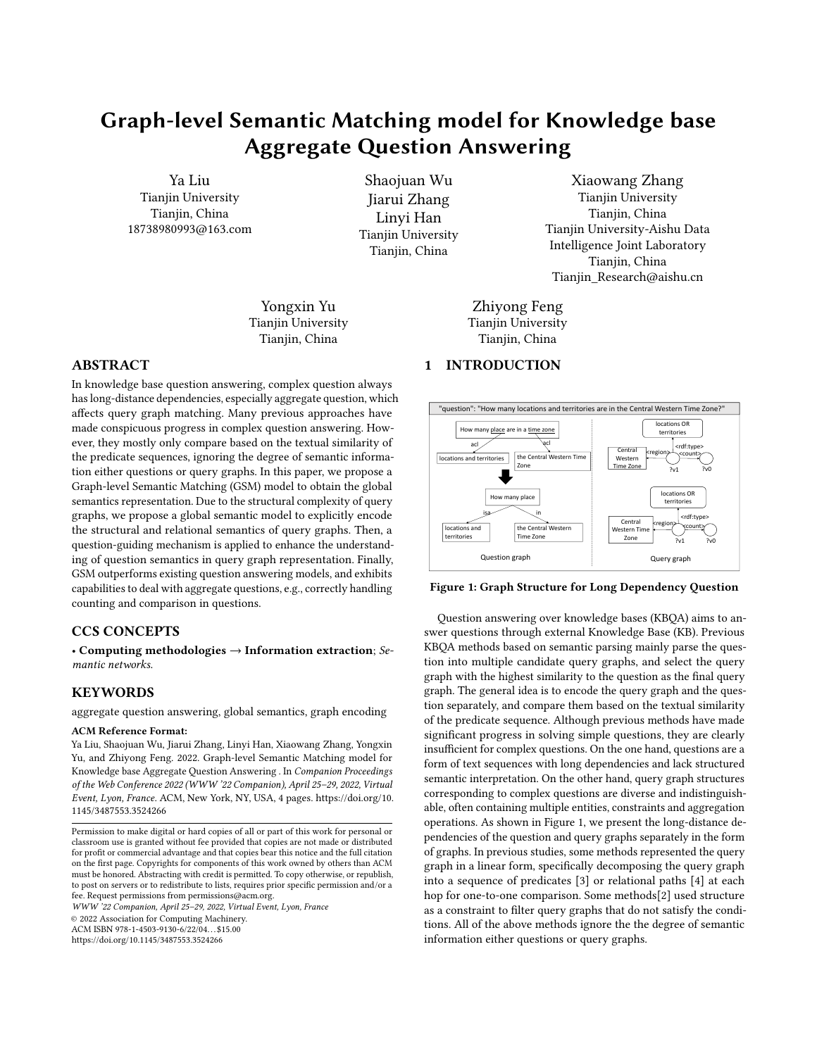# Graph-level Semantic Matching model for Knowledge base Aggregate Question Answering

Ya Liu
Tianjin University
Tianjin, China
18738980993@163.com

Shaojuan Wu
Jiarui Zhang
Linyi Han
Tianjin University
Tianjin, China

Xiaowang Zhang
Tianjin University
Tianjin, China
Tianjin University-Aishu Data Intelligence Joint Laboratory
Tianjin, China
Tianjin_Research@aishu.cn

Yongxin Yu
Tianjin University
Tianjin, China

Zhiyong Feng
Tianjin University
Tianjin, China

## ABSTRACT

In knowledge base question answering, complex question always has long-distance dependencies, especially aggregate question, which affects query graph matching. Many previous approaches have made conspicuous progress in complex question answering. However, they mostly only compare based on the textual similarity of the predicate sequences, ignoring the degree of semantic information either questions or query graphs. In this paper, we propose a Graph-level Semantic Matching (GSM) model to obtain the global semantics representation. Due to the structural complexity of query graphs, we propose a global semantic model to explicitly encode the structural and relational semantics of query graphs. Then, a question-guiding mechanism is applied to enhance the understanding of question semantics in query graph representation. Finally, GSM outperforms existing question answering models, and exhibits capabilities to deal with aggregate questions, e.g., correctly handling counting and comparison in questions.

## CCS CONCEPTS

• **Computing methodologies → Information extraction**; *Semantic networks.*

## KEYWORDS

aggregate question answering, global semantics, graph encoding

**ACM Reference Format:**
Ya Liu, Shaojuan Wu, Jiarui Zhang, Linyi Han, Xiaowang Zhang, Yongxin Yu, and Zhiyong Feng. 2022. Graph-level Semantic Matching model for Knowledge base Aggregate Question Answering . In *Companion Proceedings of the Web Conference 2022 (WWW '22 Companion), April 25–29, 2022, Virtual Event, Lyon, France.* ACM, New York, NY, USA, 4 pages. https://doi.org/10.1145/3487553.3524266

Permission to make digital or hard copies of all or part of this work for personal or classroom use is granted without fee provided that copies are not made or distributed for profit or commercial advantage and that copies bear this notice and the full citation on the first page. Copyrights for components of this work owned by others than ACM must be honored. Abstracting with credit is permitted. To copy otherwise, or republish, to post on servers or to redistribute to lists, requires prior specific permission and/or a fee. Request permissions from permissions@acm.org.
*WWW '22 Companion, April 25–29, 2022, Virtual Event, Lyon, France*
© 2022 Association for Computing Machinery.
ACM ISBN 978-1-4503-9130-6/22/04...$15.00
https://doi.org/10.1145/3487553.3524266

## 1 INTRODUCTION

Figure 1: Graph Structure for Long Dependency Question

Question answering over knowledge bases (KBQA) aims to answer questions through external Knowledge Base (KB). Previous KBQA methods based on semantic parsing mainly parse the question into multiple candidate query graphs, and select the query graph with the highest similarity to the question as the final query graph. The general idea is to encode the query graph and the question separately, and compare them based on the textual similarity of the predicate sequence. Although previous methods have made significant progress in solving simple questions, they are clearly insufficient for complex questions. On the one hand, questions are a form of text sequences with long dependencies and lack structured semantic interpretation. On the other hand, query graph structures corresponding to complex questions are diverse and indistinguishable, often containing multiple entities, constraints and aggregation operations. As shown in Figure 1, we present the long-distance dependencies of the question and query graphs separately in the form of graphs. In previous studies, some methods represented the query graph in a linear form, specifically decomposing the query graph into a sequence of predicates [3] or relational paths [4] at each hop for one-to-one comparison. Some methods[2] used structure as a constraint to filter query graphs that do not satisfy the conditions. All of the above methods ignore the the degree of semantic information either questions or query graphs.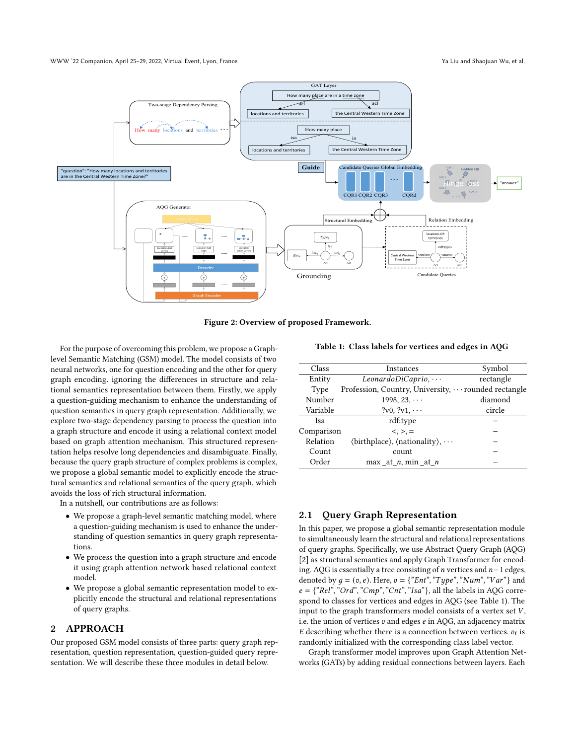Figure 2: Overview of proposed Framework.

For the purpose of overcoming this problem, we propose a Graph-level Semantic Matching (GSM) model. The model consists of two neural networks, one for question encoding and the other for query graph encoding. ignoring the differences in structure and relational semantics representation between them. Firstly, we apply a question-guiding mechanism to enhance the understanding of question semantics in query graph representation. Additionally, we explore two-stage dependency parsing to process the question into a graph structure and encode it using a relational context model based on graph attention mechanism. This structured representation helps resolve long dependencies and disambiguate. Finally, because the query graph structure of complex problems is complex, we propose a global semantic model to explicitly encode the structural semantics and relational semantics of the query graph, which avoids the loss of rich structural information.

In a nutshell, our contributions are as follows:

- We propose a graph-level semantic matching model, where a question-guiding mechanism is used to enhance the understanding of question semantics in query graph representations.
- We process the question into a graph structure and encode it using graph attention network based relational context model.
- We propose a global semantic representation model to explicitly encode the structural and relational representations of query graphs.

## 2 APPROACH

Our proposed GSM model consists of three parts: query graph representation, question representation, question-guided query representation. We will describe these three modules in detail below.

**Table 1: Class labels for vertices and edges in AQG**

| Class | Instances | Symbol |
|---|---|---|
| Entity | *LeonardoDiCaprio*, $\cdots$ | rectangle |
| Type | Profession, Country, University, $\cdots$ | rounded rectangle |
| Number | 1998, 23, $\cdots$ | diamond |
| Variable | ?v0, ?v1, $\cdots$ | circle |
| Isa | rdf:type | – |
| Comparison | <, >, = | – |
| Relation | ⟨birthplace⟩, ⟨nationality⟩, $\cdots$ | – |
| Count | count | – |
| Order | max_at_$n$, min_at_$n$ | – |

### 2.1 Query Graph Representation

In this paper, we propose a global semantic representation module to simultaneously learn the structural and relational representations of query graphs. Specifically, we use Abstract Query Graph (AQG) [2] as structural semantics and apply Graph Transformer for encoding. AQG is essentially a tree consisting of $n$ vertices and $n-1$ edges, denoted by $g = (v, e)$. Here, $v = \{"Ent", "Type", "Num", "Var"\}$ and $e = \{"Rel", "Ord", "Cmp", "Cnt", "Isa"\}$, all the labels in AQG correspond to classes for vertices and edges in AQG (see Table 1). The input to the graph transformers model consists of a vertex set $V$, i.e. the union of vertices $v$ and edges $e$ in AQG, an adjacency matrix $E$ describing whether there is a connection between vertices. $v_i$ is randomly initialized with the corresponding class label vector.

Graph transformer model improves upon Graph Attention Networks (GATs) by adding residual connections between layers. Each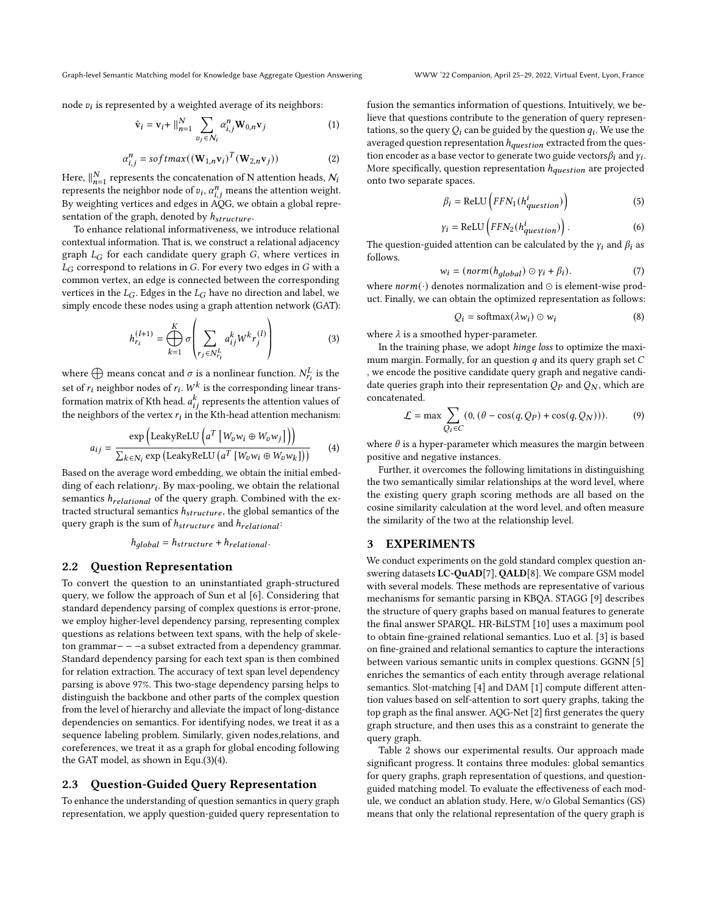node $v_i$ is represented by a weighted average of its neighbors:

$$\hat{\mathbf{v}}_i = \mathbf{v}_i + \|_{n=1}^{N} \sum_{v_j \in \mathcal{N}_i} \alpha_{i,j}^{n} \mathbf{W}_{0,n} \mathbf{v}_j \tag{1}$$

$$\alpha_{i,j}^{n} = softmax((\mathbf{W}_{1,n}\mathbf{v}_i)^T(\mathbf{W}_{2,n}\mathbf{v}_j)) \tag{2}$$

Here, $\|_{n=1}^{N}$ represents the concatenation of N attention heads, $\mathcal{N}_i$ represents the neighbor node of $v_i$, $\alpha_{i,j}^{n}$ means the attention weight. By weighting vertices and edges in AQG, we obtain a global representation of the graph, denoted by $h_{structure}$.

To enhance relational informativeness, we introduce relational contextual information. That is, we construct a relational adjacency graph $L_G$ for each candidate query graph $G$, where vertices in $L_G$ correspond to relations in $G$. For every two edges in $G$ with a common vertex, an edge is connected between the corresponding vertices in the $L_G$. Edges in the $L_G$ have no direction and label, we simply encode these nodes using a graph attention network (GAT):

$$h_{r_i}^{(l+1)} = \bigoplus_{k=1}^{K} \sigma\left(\sum_{r_j \in N_{r_i}^{L}} a_{ij}^{k} W^{k} r_j^{(l)}\right) \tag{3}$$

where $\bigoplus$ means concat and $\sigma$ is a nonlinear function. $N_{r_i}^{L}$ is the set of $r_i$ neighbor nodes of $r_i$. $W^k$ is the corresponding linear transformation matrix of Kth head. $a_{ij}^{k}$ represents the attention values of the neighbors of the vertex $r_i$ in the Kth-head attention mechanism:

$$a_{ij} = \frac{\exp\left(\text{LeakyReLU}\left(a^T\left[W_v w_i \oplus W_v w_j\right]\right)\right)}{\sum_{k \in N_i} \exp\left(\text{LeakyReLU}\left(a^T\left[W_v w_i \oplus W_v w_k\right]\right)\right)} \tag{4}$$

Based on the average word embedding, we obtain the initial embedding of each relation$r_i$. By max-pooling, we obtain the relational semantics $h_{relational}$ of the query graph. Combined with the extracted structural semantics $h_{structure}$, the global semantics of the query graph is the sum of $h_{structure}$ and $h_{relational}$:

$$h_{global} = h_{structure} + h_{relational}.$$

## 2.2 Question Representation

To convert the question to an uninstantiated graph-structured query, we follow the approach of Sun et al [6]. Considering that standard dependency parsing of complex questions is error-prone, we employ higher-level dependency parsing, representing complex questions as relations between text spans, with the help of skeleton grammar− − −a subset extracted from a dependency grammar. Standard dependency parsing for each text span is then combined for relation extraction. The accuracy of text span level dependency parsing is above 97%. This two-stage dependency parsing helps to distinguish the backbone and other parts of the complex question from the level of hierarchy and alleviate the impact of long-distance dependencies on semantics. For identifying nodes, we treat it as a sequence labeling problem. Similarly, given nodes,relations, and coreferences, we treat it as a graph for global encoding following the GAT model, as shown in Equ.(3)(4).

## 2.3 Question-Guided Query Representation

To enhance the understanding of question semantics in query graph representation, we apply question-guided query representation to fusion the semantics information of questions. Intuitively, we believe that questions contribute to the generation of query representations, so the query $Q_i$ can be guided by the question $q_i$. We use the averaged question representation $h_{question}$ extracted from the question encoder as a base vector to generate two guide vectors$\beta_i$ and $\gamma_i$. More specifically, question representation $h_{question}$ are projected onto two separate spaces.

$$\beta_i = \text{ReLU}\left(FFN_1(h_{question}^{i})\right) \tag{5}$$

$$\gamma_i = \text{ReLU}\left(FFN_2(h_{question}^{i})\right). \tag{6}$$

The question-guided attention can be calculated by the $\gamma_i$ and $\beta_i$ as follows.

$$w_i = (norm(h_{global}) \odot \gamma_i + \beta_i). \tag{7}$$

where $norm(\cdot)$ denotes normalization and $\odot$ is element-wise product. Finally, we can obtain the optimized representation as follows:

$$Q_i = \text{softmax}(\lambda w_i) \odot w_i \tag{8}$$

where $\lambda$ is a smoothed hyper-parameter.

In the training phase, we adopt *hinge loss* to optimize the maximum margin. Formally, for an question $q$ and its query graph set $C$ , we encode the positive candidate query graph and negative candidate queries graph into their representation $Q_P$ and $Q_N$, which are concatenated.

$$\mathcal{L} = \max \sum_{Q_i \in C} (0, (\theta - \cos(q, Q_P) + \cos(q, Q_N))). \tag{9}$$

where $\theta$ is a hyper-parameter which measures the margin between positive and negative instances.

Further, it overcomes the following limitations in distinguishing the two semantically similar relationships at the word level, where the existing query graph scoring methods are all based on the cosine similarity calculation at the word level, and often measure the similarity of the two at the relationship level.

# 3 EXPERIMENTS

We conduct experiments on the gold standard complex question answering datasets **LC-QuAD**[7], **QALD**[8]. We compare GSM model with several models. These methods are representative of various mechanisms for semantic parsing in KBQA. STAGG [9] describes the structure of query graphs based on manual features to generate the final answer SPARQL. HR-BiLSTM [10] uses a maximum pool to obtain fine-grained relational semantics. Luo et al. [3] is based on fine-grained and relational semantics to capture the interactions between various semantic units in complex questions. GGNN [5] enriches the semantics of each entity through average relational semantics. Slot-matching [4] and DAM [1] compute different attention values based on self-attention to sort query graphs, taking the top graph as the final answer. AQG-Net [2] first generates the query graph structure, and then uses this as a constraint to generate the query graph.

Table 2 shows our experimental results. Our approach made significant progress. It contains three modules: global semantics for query graphs, graph representation of questions, and question-guided matching model. To evaluate the effectiveness of each module, we conduct an ablation study. Here, w/o Global Semantics (GS) means that only the relational representation of the query graph is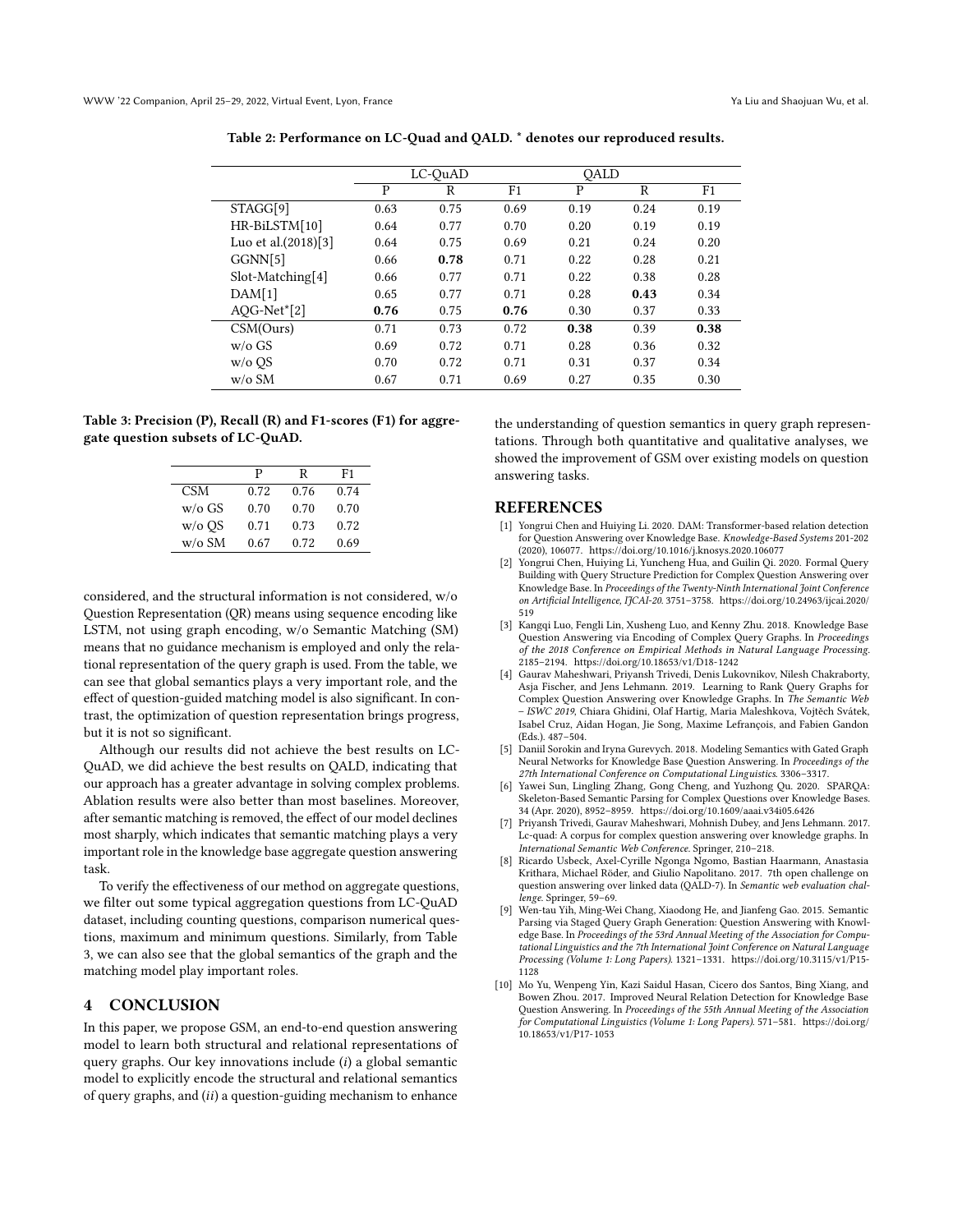Table 2: Performance on LC-Quad and QALD. * denotes our reproduced results.

| | LC-QuAD | | | QALD | | |
|---|---|---|---|---|---|---|
| | P | R | F1 | P | R | F1 |
| STAGG[9] | 0.63 | 0.75 | 0.69 | 0.19 | 0.24 | 0.19 |
| HR-BiLSTM[10] | 0.64 | 0.77 | 0.70 | 0.20 | 0.19 | 0.19 |
| Luo et al.(2018)[3] | 0.64 | 0.75 | 0.69 | 0.21 | 0.24 | 0.20 |
| GGNN[5] | 0.66 | **0.78** | 0.71 | 0.22 | 0.28 | 0.21 |
| Slot-Matching[4] | 0.66 | 0.77 | 0.71 | 0.22 | 0.38 | 0.28 |
| DAM[1] | 0.65 | 0.77 | 0.71 | 0.28 | **0.43** | 0.34 |
| AQG-Net*[2] | **0.76** | 0.75 | **0.76** | 0.30 | 0.37 | 0.33 |
| CSM(Ours) | 0.71 | 0.73 | 0.72 | **0.38** | 0.39 | **0.38** |
| w/o GS | 0.69 | 0.72 | 0.71 | 0.28 | 0.36 | 0.32 |
| w/o QS | 0.70 | 0.72 | 0.71 | 0.31 | 0.37 | 0.34 |
| w/o SM | 0.67 | 0.71 | 0.69 | 0.27 | 0.35 | 0.30 |

**Table 3: Precision (P), Recall (R) and F1-scores (F1) for aggregate question subsets of LC-QuAD.**

| | P | R | F1 |
|---|---|---|---|
| CSM | 0.72 | 0.76 | 0.74 |
| w/o GS | 0.70 | 0.70 | 0.70 |
| w/o QS | 0.71 | 0.73 | 0.72 |
| w/o SM | 0.67 | 0.72 | 0.69 |

considered, and the structural information is not considered, w/o Question Representation (QR) means using sequence encoding like LSTM, not using graph encoding, w/o Semantic Matching (SM) means that no guidance mechanism is employed and only the relational representation of the query graph is used. From the table, we can see that global semantics plays a very important role, and the effect of question-guided matching model is also significant. In contrast, the optimization of question representation brings progress, but it is not so significant.

Although our results did not achieve the best results on LC-QuAD, we did achieve the best results on QALD, indicating that our approach has a greater advantage in solving complex problems. Ablation results were also better than most baselines. Moreover, after semantic matching is removed, the effect of our model declines most sharply, which indicates that semantic matching plays a very important role in the knowledge base aggregate question answering task.

To verify the effectiveness of our method on aggregate questions, we filter out some typical aggregation questions from LC-QuAD dataset, including counting questions, comparison numerical questions, maximum and minimum questions. Similarly, from Table 3, we can also see that the global semantics of the graph and the matching model play important roles.

## 4 CONCLUSION

In this paper, we propose GSM, an end-to-end question answering model to learn both structural and relational representations of query graphs. Our key innovations include (*i*) a global semantic model to explicitly encode the structural and relational semantics of query graphs, and (*ii*) a question-guiding mechanism to enhance the understanding of question semantics in query graph representations. Through both quantitative and qualitative analyses, we showed the improvement of GSM over existing models on question answering tasks.

## REFERENCES

[1] Yongrui Chen and Huiying Li. 2020. DAM: Transformer-based relation detection for Question Answering over Knowledge Base. *Knowledge-Based Systems* 201-202 (2020), 106077. https://doi.org/10.1016/j.knosys.2020.106077

[2] Yongrui Chen, Huiying Li, Yuncheng Hua, and Guilin Qi. 2020. Formal Query Building with Query Structure Prediction for Complex Question Answering over Knowledge Base. In *Proceedings of the Twenty-Ninth International Joint Conference on Artificial Intelligence, IJCAI-20*. 3751–3758. https://doi.org/10.24963/ijcai.2020/519

[3] Kangqi Luo, Fengli Lin, Xusheng Luo, and Kenny Zhu. 2018. Knowledge Base Question Answering via Encoding of Complex Query Graphs. In *Proceedings of the 2018 Conference on Empirical Methods in Natural Language Processing*. 2185–2194. https://doi.org/10.18653/v1/D18-1242

[4] Gaurav Maheshwari, Priyansh Trivedi, Denis Lukovnikov, Nilesh Chakraborty, Asja Fischer, and Jens Lehmann. 2019. Learning to Rank Query Graphs for Complex Question Answering over Knowledge Graphs. In *The Semantic Web – ISWC 2019*, Chiara Ghidini, Olaf Hartig, Maria Maleshkova, Vojtěch Svátek, Isabel Cruz, Aidan Hogan, Jie Song, Maxime Lefrançois, and Fabien Gandon (Eds.). 487–504.

[5] Daniil Sorokin and Iryna Gurevych. 2018. Modeling Semantics with Gated Graph Neural Networks for Knowledge Base Question Answering. In *Proceedings of the 27th International Conference on Computational Linguistics*. 3306–3317.

[6] Yawei Sun, Lingling Zhang, Gong Cheng, and Yuzhong Qu. 2020. SPARQA: Skeleton-Based Semantic Parsing for Complex Questions over Knowledge Bases. 34 (Apr. 2020), 8952–8959. https://doi.org/10.1609/aaai.v34i05.6426

[7] Priyansh Trivedi, Gaurav Maheshwari, Mohnish Dubey, and Jens Lehmann. 2017. Lc-quad: A corpus for complex question answering over knowledge graphs. In *International Semantic Web Conference*. Springer, 210–218.

[8] Ricardo Usbeck, Axel-Cyrille Ngonga Ngomo, Bastian Haarmann, Anastasia Krithara, Michael Röder, and Giulio Napolitano. 2017. 7th open challenge on question answering over linked data (QALD-7). In *Semantic web evaluation challenge*. Springer, 59–69.

[9] Wen-tau Yih, Ming-Wei Chang, Xiaodong He, and Jianfeng Gao. 2015. Semantic Parsing via Staged Query Graph Generation: Question Answering with Knowledge Base. In *Proceedings of the 53rd Annual Meeting of the Association for Computational Linguistics and the 7th International Joint Conference on Natural Language Processing (Volume 1: Long Papers)*. 1321–1331. https://doi.org/10.3115/v1/P15-1128

[10] Mo Yu, Wenpeng Yin, Kazi Saidul Hasan, Cicero dos Santos, Bing Xiang, and Bowen Zhou. 2017. Improved Neural Relation Detection for Knowledge Base Question Answering. In *Proceedings of the 55th Annual Meeting of the Association for Computational Linguistics (Volume 1: Long Papers)*. 571–581. https://doi.org/10.18653/v1/P17-1053